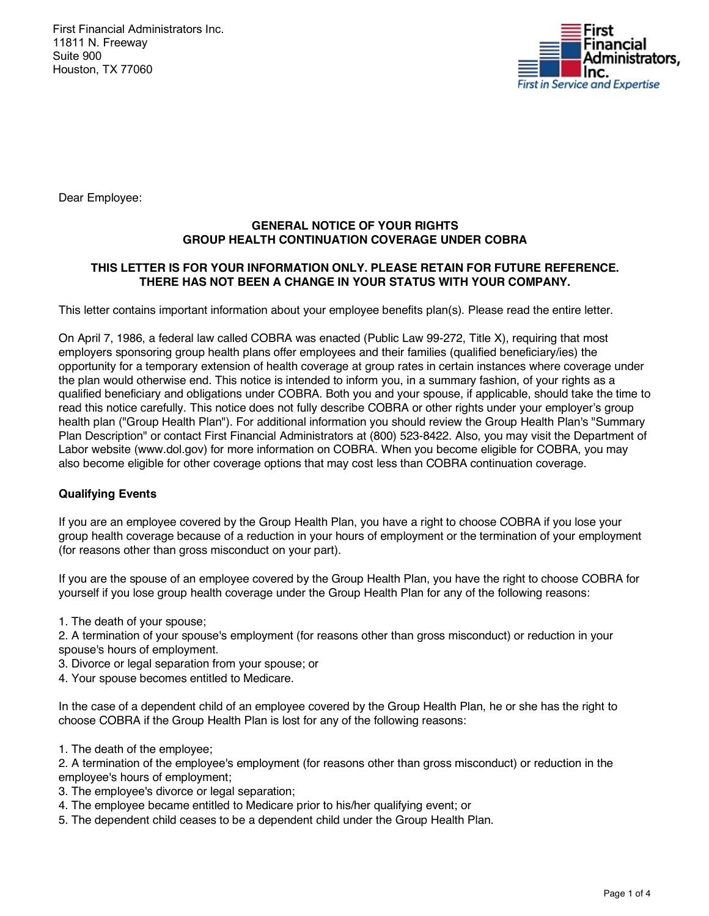First Financial Administrators Inc.
11811 N. Freeway
Suite 900
Houston, TX 77060

Dear Employee:

## GENERAL NOTICE OF YOUR RIGHTS
## GROUP HEALTH CONTINUATION COVERAGE UNDER COBRA

**THIS LETTER IS FOR YOUR INFORMATION ONLY. PLEASE RETAIN FOR FUTURE REFERENCE. THERE HAS NOT BEEN A CHANGE IN YOUR STATUS WITH YOUR COMPANY.**

This letter contains important information about your employee benefits plan(s). Please read the entire letter.

On April 7, 1986, a federal law called COBRA was enacted (Public Law 99-272, Title X), requiring that most employers sponsoring group health plans offer employees and their families (qualified beneficiary/ies) the opportunity for a temporary extension of health coverage at group rates in certain instances where coverage under the plan would otherwise end. This notice is intended to inform you, in a summary fashion, of your rights as a qualified beneficiary and obligations under COBRA. Both you and your spouse, if applicable, should take the time to read this notice carefully. This notice does not fully describe COBRA or other rights under your employer's group health plan ("Group Health Plan"). For additional information you should review the Group Health Plan's "Summary Plan Description" or contact First Financial Administrators at (800) 523-8422. Also, you may visit the Department of Labor website (www.dol.gov) for more information on COBRA. When you become eligible for COBRA, you may also become eligible for other coverage options that may cost less than COBRA continuation coverage.

### Qualifying Events

If you are an employee covered by the Group Health Plan, you have a right to choose COBRA if you lose your group health coverage because of a reduction in your hours of employment or the termination of your employment (for reasons other than gross misconduct on your part).

If you are the spouse of an employee covered by the Group Health Plan, you have the right to choose COBRA for yourself if you lose group health coverage under the Group Health Plan for any of the following reasons:

1. The death of your spouse;
2. A termination of your spouse's employment (for reasons other than gross misconduct) or reduction in your spouse's hours of employment.
3. Divorce or legal separation from your spouse; or
4. Your spouse becomes entitled to Medicare.

In the case of a dependent child of an employee covered by the Group Health Plan, he or she has the right to choose COBRA if the Group Health Plan is lost for any of the following reasons:

1. The death of the employee;
2. A termination of the employee's employment (for reasons other than gross misconduct) or reduction in the employee's hours of employment;
3. The employee's divorce or legal separation;
4. The employee became entitled to Medicare prior to his/her qualifying event; or
5. The dependent child ceases to be a dependent child under the Group Health Plan.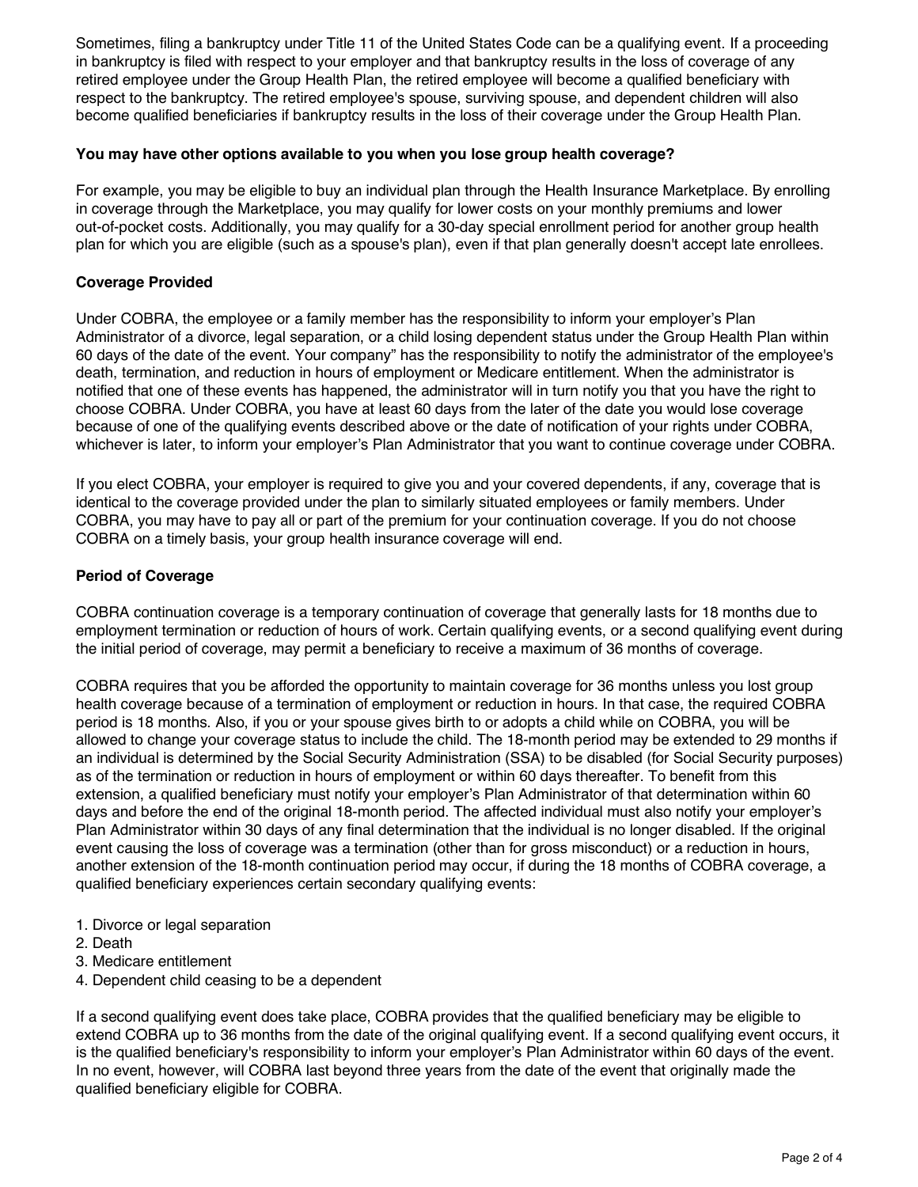Sometimes, filing a bankruptcy under Title 11 of the United States Code can be a qualifying event. If a proceeding in bankruptcy is filed with respect to your employer and that bankruptcy results in the loss of coverage of any retired employee under the Group Health Plan, the retired employee will become a qualified beneficiary with respect to the bankruptcy. The retired employee's spouse, surviving spouse, and dependent children will also become qualified beneficiaries if bankruptcy results in the loss of their coverage under the Group Health Plan.

**You may have other options available to you when you lose group health coverage?**

For example, you may be eligible to buy an individual plan through the Health Insurance Marketplace. By enrolling in coverage through the Marketplace, you may qualify for lower costs on your monthly premiums and lower out-of-pocket costs. Additionally, you may qualify for a 30-day special enrollment period for another group health plan for which you are eligible (such as a spouse's plan), even if that plan generally doesn't accept late enrollees.

**Coverage Provided**

Under COBRA, the employee or a family member has the responsibility to inform your employer's Plan Administrator of a divorce, legal separation, or a child losing dependent status under the Group Health Plan within 60 days of the date of the event. Your company" has the responsibility to notify the administrator of the employee's death, termination, and reduction in hours of employment or Medicare entitlement. When the administrator is notified that one of these events has happened, the administrator will in turn notify you that you have the right to choose COBRA. Under COBRA, you have at least 60 days from the later of the date you would lose coverage because of one of the qualifying events described above or the date of notification of your rights under COBRA, whichever is later, to inform your employer's Plan Administrator that you want to continue coverage under COBRA.

If you elect COBRA, your employer is required to give you and your covered dependents, if any, coverage that is identical to the coverage provided under the plan to similarly situated employees or family members. Under COBRA, you may have to pay all or part of the premium for your continuation coverage. If you do not choose COBRA on a timely basis, your group health insurance coverage will end.

**Period of Coverage**

COBRA continuation coverage is a temporary continuation of coverage that generally lasts for 18 months due to employment termination or reduction of hours of work. Certain qualifying events, or a second qualifying event during the initial period of coverage, may permit a beneficiary to receive a maximum of 36 months of coverage.

COBRA requires that you be afforded the opportunity to maintain coverage for 36 months unless you lost group health coverage because of a termination of employment or reduction in hours. In that case, the required COBRA period is 18 months. Also, if you or your spouse gives birth to or adopts a child while on COBRA, you will be allowed to change your coverage status to include the child. The 18-month period may be extended to 29 months if an individual is determined by the Social Security Administration (SSA) to be disabled (for Social Security purposes) as of the termination or reduction in hours of employment or within 60 days thereafter. To benefit from this extension, a qualified beneficiary must notify your employer's Plan Administrator of that determination within 60 days and before the end of the original 18-month period. The affected individual must also notify your employer's Plan Administrator within 30 days of any final determination that the individual is no longer disabled. If the original event causing the loss of coverage was a termination (other than for gross misconduct) or a reduction in hours, another extension of the 18-month continuation period may occur, if during the 18 months of COBRA coverage, a qualified beneficiary experiences certain secondary qualifying events:

1. Divorce or legal separation
2. Death
3. Medicare entitlement
4. Dependent child ceasing to be a dependent

If a second qualifying event does take place, COBRA provides that the qualified beneficiary may be eligible to extend COBRA up to 36 months from the date of the original qualifying event. If a second qualifying event occurs, it is the qualified beneficiary's responsibility to inform your employer's Plan Administrator within 60 days of the event. In no event, however, will COBRA last beyond three years from the date of the event that originally made the qualified beneficiary eligible for COBRA.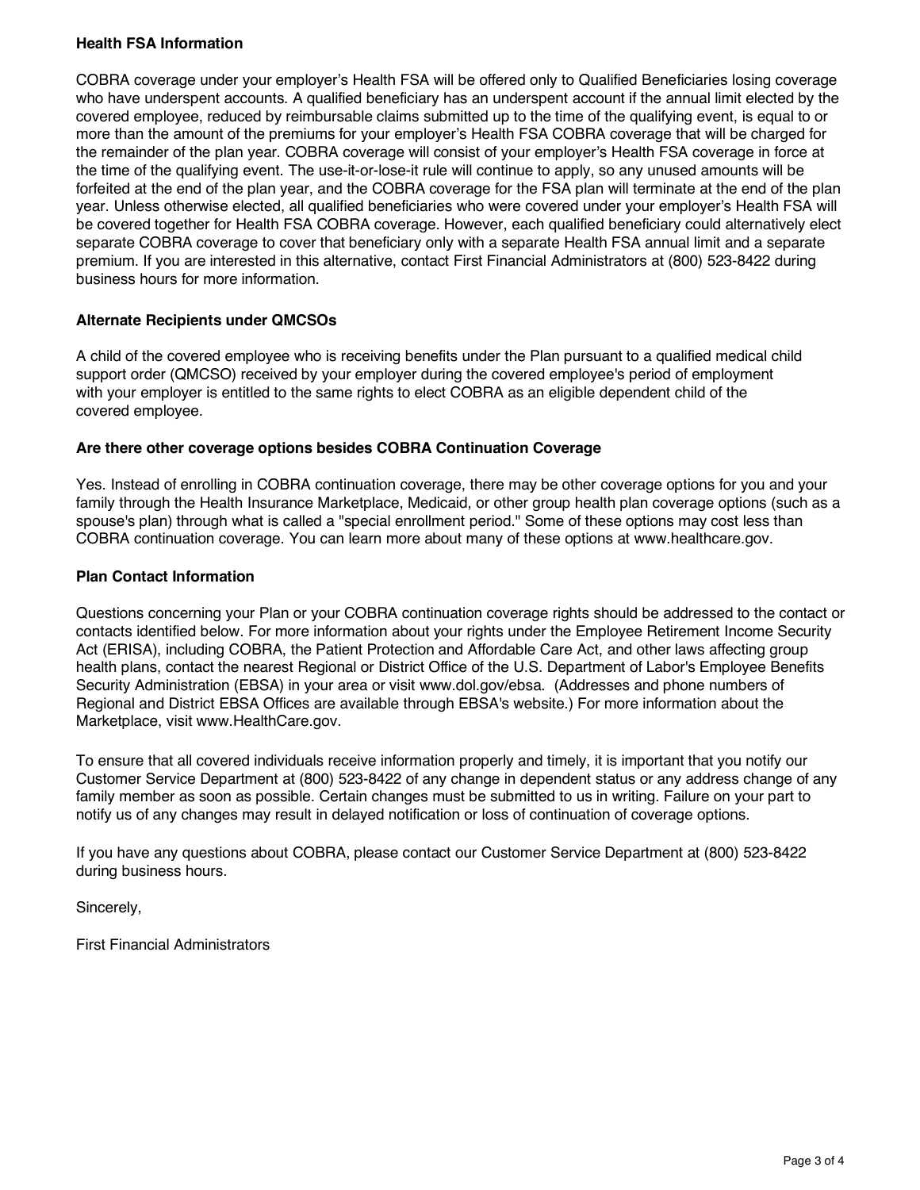**Health FSA Information**

COBRA coverage under your employer's Health FSA will be offered only to Qualified Beneficiaries losing coverage who have underspent accounts. A qualified beneficiary has an underspent account if the annual limit elected by the covered employee, reduced by reimbursable claims submitted up to the time of the qualifying event, is equal to or more than the amount of the premiums for your employer's Health FSA COBRA coverage that will be charged for the remainder of the plan year. COBRA coverage will consist of your employer's Health FSA coverage in force at the time of the qualifying event. The use-it-or-lose-it rule will continue to apply, so any unused amounts will be forfeited at the end of the plan year, and the COBRA coverage for the FSA plan will terminate at the end of the plan year. Unless otherwise elected, all qualified beneficiaries who were covered under your employer's Health FSA will be covered together for Health FSA COBRA coverage. However, each qualified beneficiary could alternatively elect separate COBRA coverage to cover that beneficiary only with a separate Health FSA annual limit and a separate premium. If you are interested in this alternative, contact First Financial Administrators at (800) 523-8422 during business hours for more information.

**Alternate Recipients under QMCSOs**

A child of the covered employee who is receiving benefits under the Plan pursuant to a qualified medical child support order (QMCSO) received by your employer during the covered employee's period of employment with your employer is entitled to the same rights to elect COBRA as an eligible dependent child of the covered employee.

**Are there other coverage options besides COBRA Continuation Coverage**

Yes. Instead of enrolling in COBRA continuation coverage, there may be other coverage options for you and your family through the Health Insurance Marketplace, Medicaid, or other group health plan coverage options (such as a spouse's plan) through what is called a "special enrollment period." Some of these options may cost less than COBRA continuation coverage. You can learn more about many of these options at www.healthcare.gov.

**Plan Contact Information**

Questions concerning your Plan or your COBRA continuation coverage rights should be addressed to the contact or contacts identified below. For more information about your rights under the Employee Retirement Income Security Act (ERISA), including COBRA, the Patient Protection and Affordable Care Act, and other laws affecting group health plans, contact the nearest Regional or District Office of the U.S. Department of Labor's Employee Benefits Security Administration (EBSA) in your area or visit www.dol.gov/ebsa. (Addresses and phone numbers of Regional and District EBSA Offices are available through EBSA's website.) For more information about the Marketplace, visit www.HealthCare.gov.

To ensure that all covered individuals receive information properly and timely, it is important that you notify our Customer Service Department at (800) 523-8422 of any change in dependent status or any address change of any family member as soon as possible. Certain changes must be submitted to us in writing. Failure on your part to notify us of any changes may result in delayed notification or loss of continuation of coverage options.

If you have any questions about COBRA, please contact our Customer Service Department at (800) 523-8422 during business hours.

Sincerely,

First Financial Administrators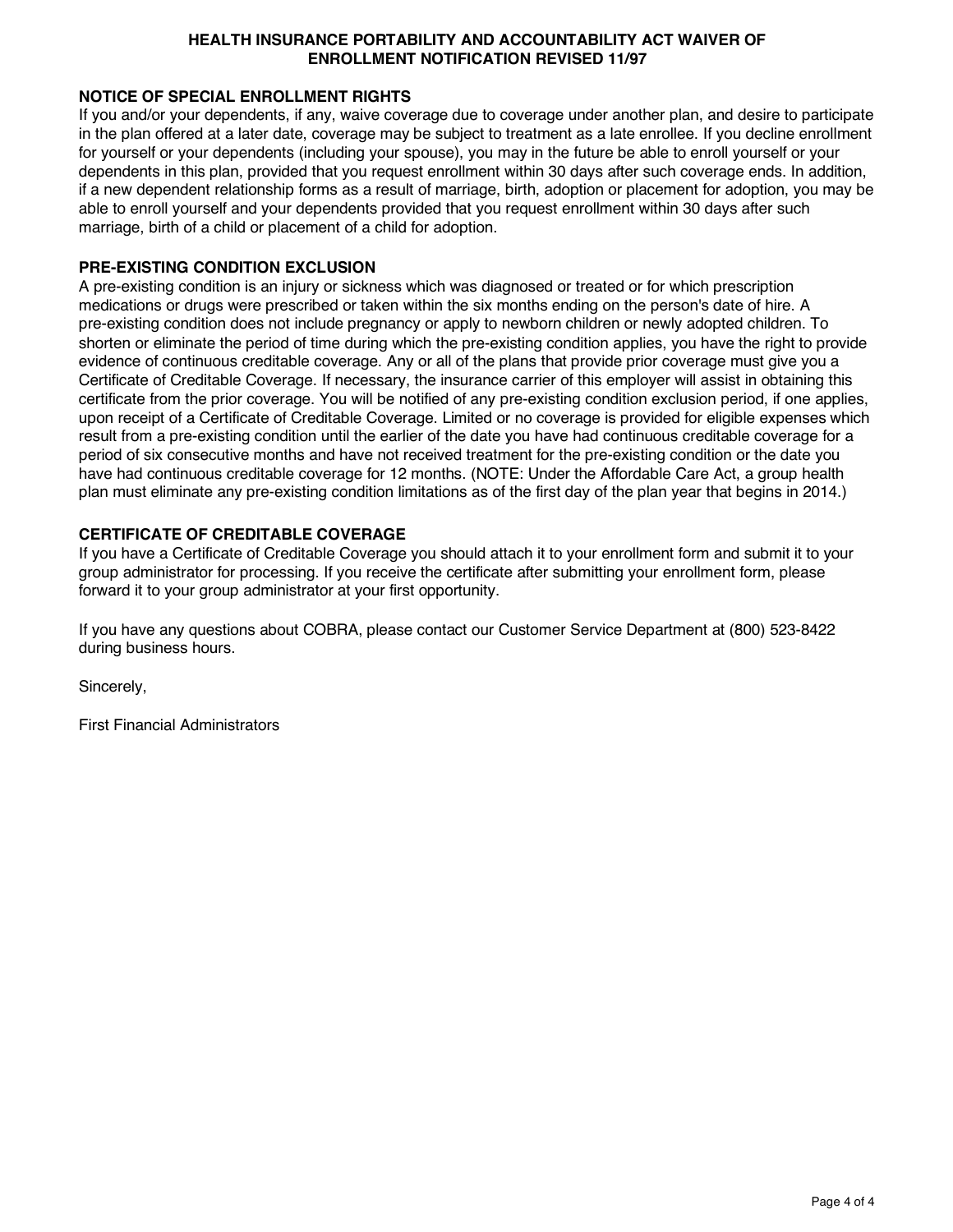# HEALTH INSURANCE PORTABILITY AND ACCOUNTABILITY ACT WAIVER OF ENROLLMENT NOTIFICATION REVISED 11/97

## NOTICE OF SPECIAL ENROLLMENT RIGHTS

If you and/or your dependents, if any, waive coverage due to coverage under another plan, and desire to participate in the plan offered at a later date, coverage may be subject to treatment as a late enrollee. If you decline enrollment for yourself or your dependents (including your spouse), you may in the future be able to enroll yourself or your dependents in this plan, provided that you request enrollment within 30 days after such coverage ends. In addition, if a new dependent relationship forms as a result of marriage, birth, adoption or placement for adoption, you may be able to enroll yourself and your dependents provided that you request enrollment within 30 days after such marriage, birth of a child or placement of a child for adoption.

## PRE-EXISTING CONDITION EXCLUSION

A pre-existing condition is an injury or sickness which was diagnosed or treated or for which prescription medications or drugs were prescribed or taken within the six months ending on the person's date of hire. A pre-existing condition does not include pregnancy or apply to newborn children or newly adopted children. To shorten or eliminate the period of time during which the pre-existing condition applies, you have the right to provide evidence of continuous creditable coverage. Any or all of the plans that provide prior coverage must give you a Certificate of Creditable Coverage. If necessary, the insurance carrier of this employer will assist in obtaining this certificate from the prior coverage. You will be notified of any pre-existing condition exclusion period, if one applies, upon receipt of a Certificate of Creditable Coverage. Limited or no coverage is provided for eligible expenses which result from a pre-existing condition until the earlier of the date you have had continuous creditable coverage for a period of six consecutive months and have not received treatment for the pre-existing condition or the date you have had continuous creditable coverage for 12 months. (NOTE: Under the Affordable Care Act, a group health plan must eliminate any pre-existing condition limitations as of the first day of the plan year that begins in 2014.)

## CERTIFICATE OF CREDITABLE COVERAGE

If you have a Certificate of Creditable Coverage you should attach it to your enrollment form and submit it to your group administrator for processing. If you receive the certificate after submitting your enrollment form, please forward it to your group administrator at your first opportunity.

If you have any questions about COBRA, please contact our Customer Service Department at (800) 523-8422 during business hours.

Sincerely,

First Financial Administrators